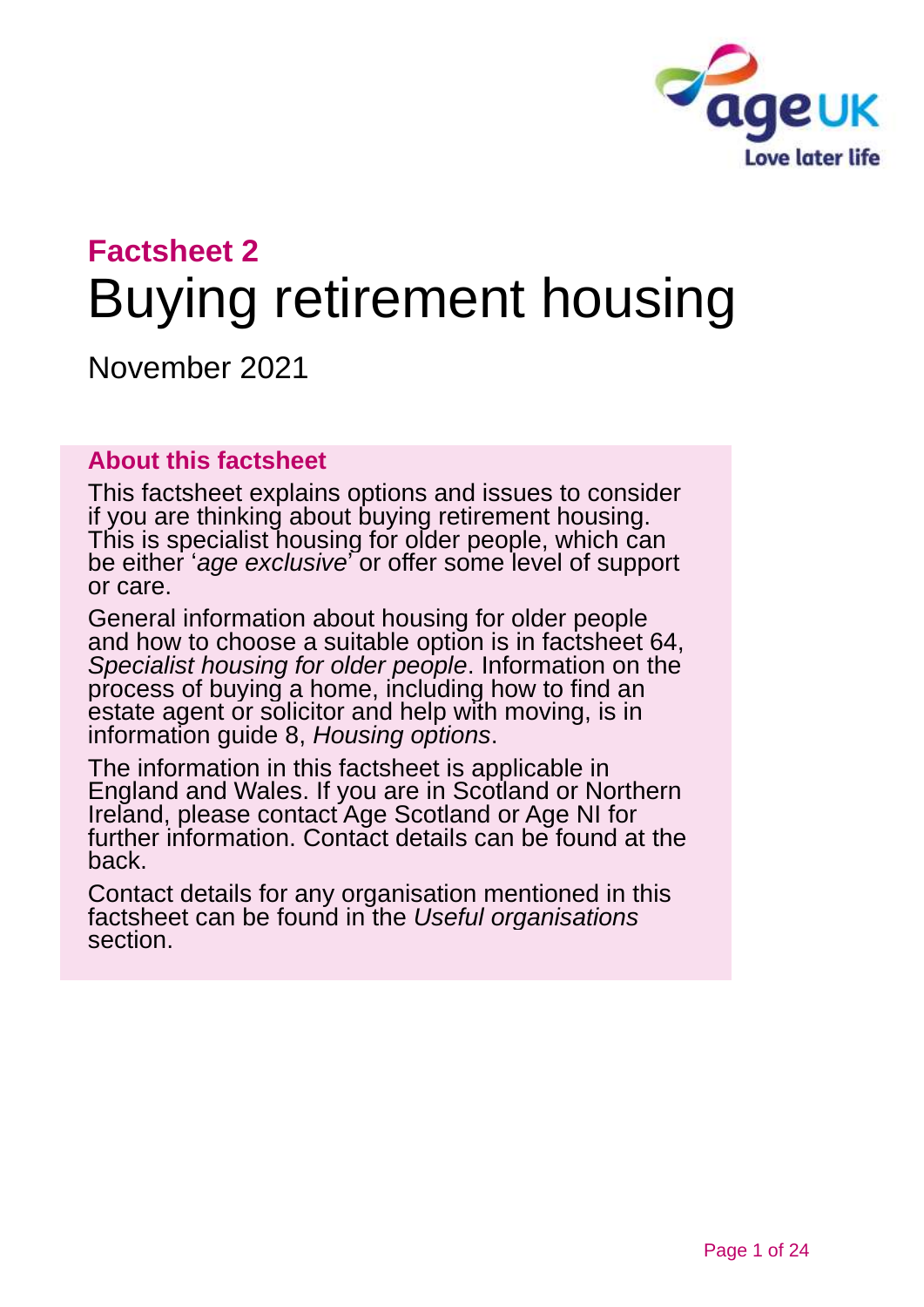**Factsheet 2**

# Buying retirement housing

November 2021

## About this factsheet

This factsheet explains options and issues to consider if you are thinking about buying retirement housing. This is specialist housing for older people, which can be either '*age exclusive*' or offer some level of support or care.

General information about housing for older people and how to choose a suitable option is in factsheet 64, *Specialist housing for older people*. Information on the process of buying a home, including how to find an estate agent or solicitor and help with moving, is in information guide 8, *Housing options*.

The information in this factsheet is applicable in England and Wales. If you are in Scotland or Northern Ireland, please contact Age Scotland or Age NI for further information. Contact details can be found at the back.

Contact details for any organisation mentioned in this factsheet can be found in the *Useful organisations* section.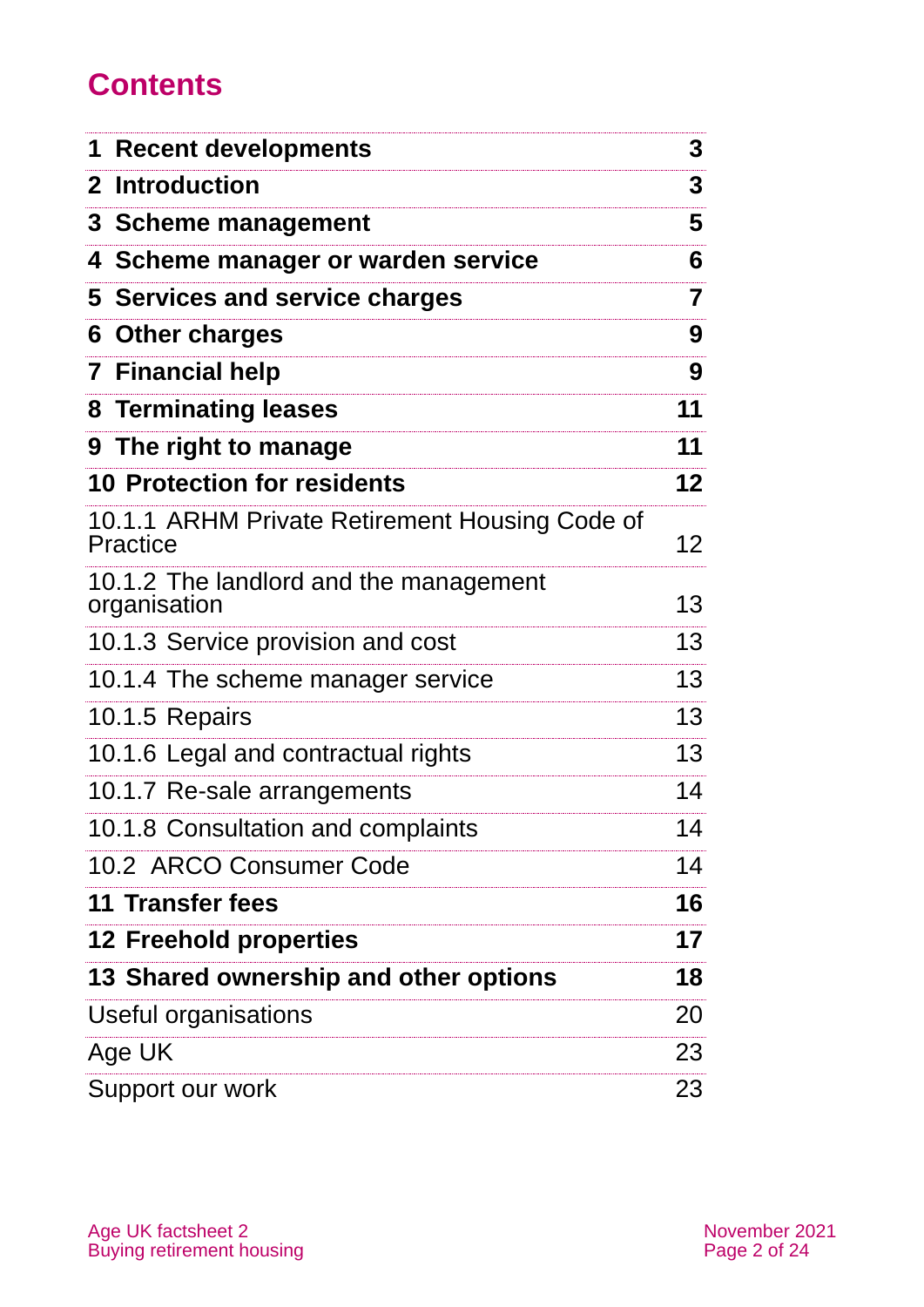# Contents

| | |
|---|---|
| **1 Recent developments** | **3** |
| **2 Introduction** | **3** |
| **3 Scheme management** | **5** |
| **4 Scheme manager or warden service** | **6** |
| **5 Services and service charges** | **7** |
| **6 Other charges** | **9** |
| **7 Financial help** | **9** |
| **8 Terminating leases** | **11** |
| **9 The right to manage** | **11** |
| **10 Protection for residents** | **12** |
| 10.1.1 ARHM Private Retirement Housing Code of Practice | 12 |
| 10.1.2 The landlord and the management organisation | 13 |
| 10.1.3 Service provision and cost | 13 |
| 10.1.4 The scheme manager service | 13 |
| 10.1.5 Repairs | 13 |
| 10.1.6 Legal and contractual rights | 13 |
| 10.1.7 Re-sale arrangements | 14 |
| 10.1.8 Consultation and complaints | 14 |
| 10.2 ARCO Consumer Code | 14 |
| **11 Transfer fees** | **16** |
| **12 Freehold properties** | **17** |
| **13 Shared ownership and other options** | **18** |
| Useful organisations | 20 |
| Age UK | 23 |
| Support our work | 23 |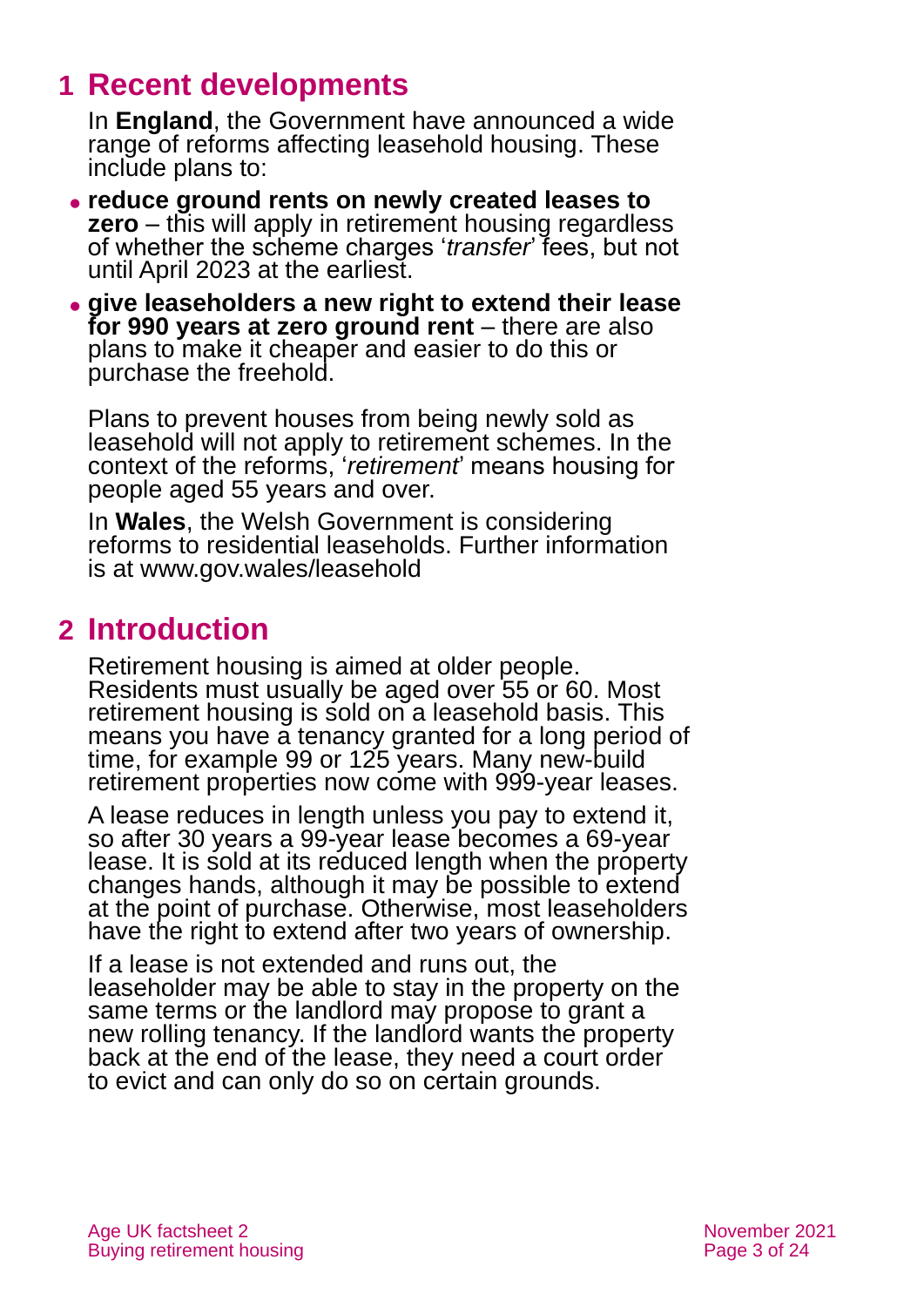## 1 Recent developments

In **England**, the Government have announced a wide range of reforms affecting leasehold housing. These include plans to:

- **reduce ground rents on newly created leases to zero** – this will apply in retirement housing regardless of whether the scheme charges '*transfer*' fees, but not until April 2023 at the earliest.
- **give leaseholders a new right to extend their lease for 990 years at zero ground rent** – there are also plans to make it cheaper and easier to do this or purchase the freehold.

Plans to prevent houses from being newly sold as leasehold will not apply to retirement schemes. In the context of the reforms, '*retirement*' means housing for people aged 55 years and over.

In **Wales**, the Welsh Government is considering reforms to residential leaseholds. Further information is at www.gov.wales/leasehold

## 2 Introduction

Retirement housing is aimed at older people. Residents must usually be aged over 55 or 60. Most retirement housing is sold on a leasehold basis. This means you have a tenancy granted for a long period of time, for example 99 or 125 years. Many new-build retirement properties now come with 999-year leases.

A lease reduces in length unless you pay to extend it, so after 30 years a 99-year lease becomes a 69-year lease. It is sold at its reduced length when the property changes hands, although it may be possible to extend at the point of purchase. Otherwise, most leaseholders have the right to extend after two years of ownership.

If a lease is not extended and runs out, the leaseholder may be able to stay in the property on the same terms or the landlord may propose to grant a new rolling tenancy. If the landlord wants the property back at the end of the lease, they need a court order to evict and can only do so on certain grounds.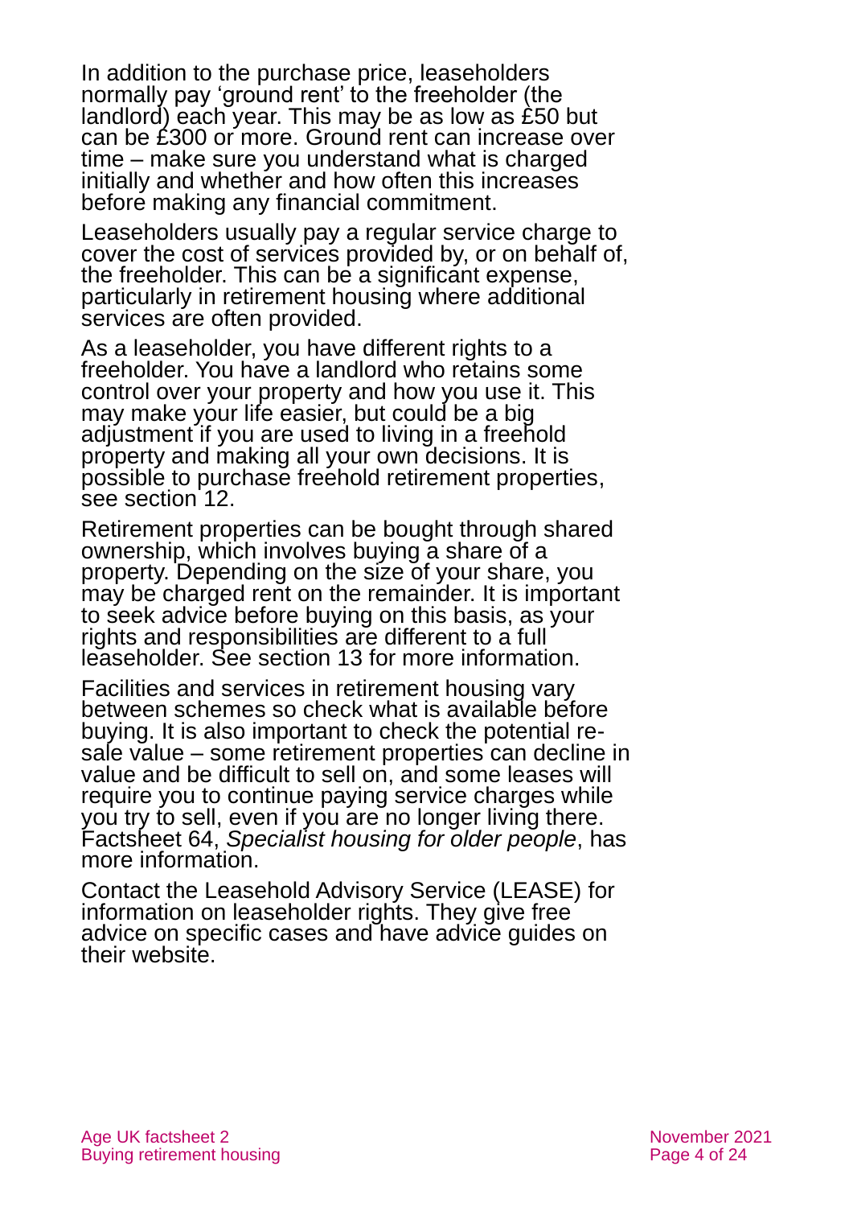In addition to the purchase price, leaseholders normally pay 'ground rent' to the freeholder (the landlord) each year. This may be as low as £50 but can be £300 or more. Ground rent can increase over time – make sure you understand what is charged initially and whether and how often this increases before making any financial commitment.

Leaseholders usually pay a regular service charge to cover the cost of services provided by, or on behalf of, the freeholder. This can be a significant expense, particularly in retirement housing where additional services are often provided.

As a leaseholder, you have different rights to a freeholder. You have a landlord who retains some control over your property and how you use it. This may make your life easier, but could be a big adjustment if you are used to living in a freehold property and making all your own decisions. It is possible to purchase freehold retirement properties, see section 12.

Retirement properties can be bought through shared ownership, which involves buying a share of a property. Depending on the size of your share, you may be charged rent on the remainder. It is important to seek advice before buying on this basis, as your rights and responsibilities are different to a full leaseholder. See section 13 for more information.

Facilities and services in retirement housing vary between schemes so check what is available before buying. It is also important to check the potential re-sale value – some retirement properties can decline in value and be difficult to sell on, and some leases will require you to continue paying service charges while you try to sell, even if you are no longer living there. Factsheet 64, *Specialist housing for older people*, has more information.

Contact the Leasehold Advisory Service (LEASE) for information on leaseholder rights. They give free advice on specific cases and have advice guides on their website.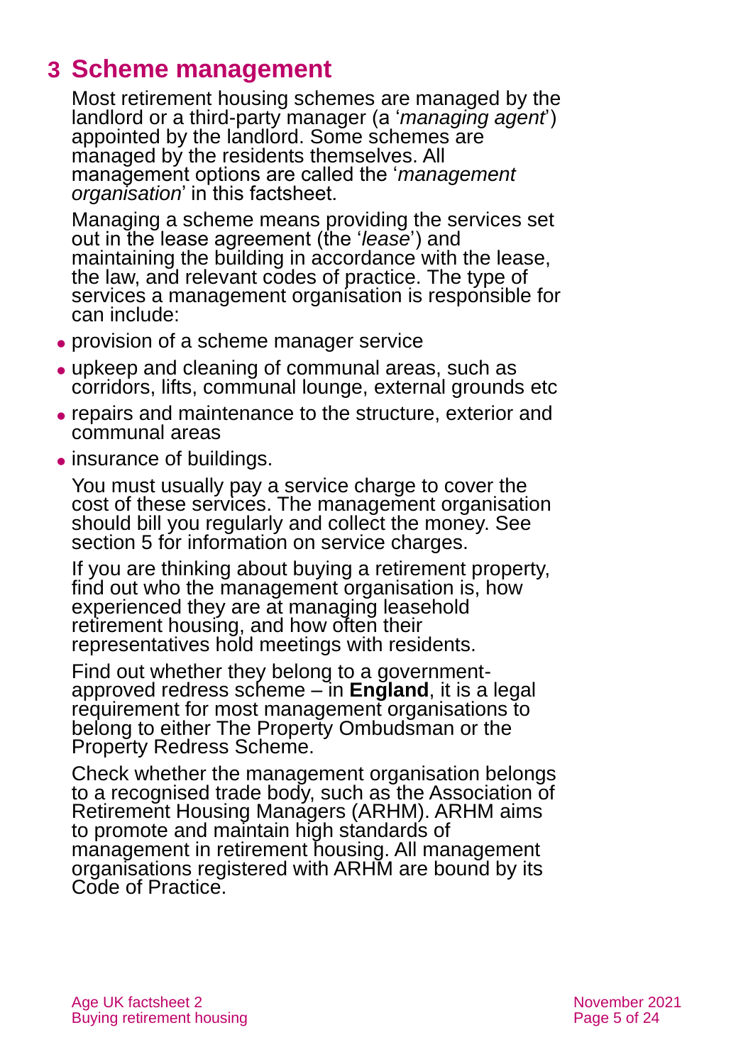## 3 Scheme management

Most retirement housing schemes are managed by the landlord or a third-party manager (a '*managing agent*') appointed by the landlord. Some schemes are managed by the residents themselves. All management options are called the '*management organisation*' in this factsheet.

Managing a scheme means providing the services set out in the lease agreement (the '*lease*') and maintaining the building in accordance with the lease, the law, and relevant codes of practice. The type of services a management organisation is responsible for can include:

- provision of a scheme manager service
- upkeep and cleaning of communal areas, such as corridors, lifts, communal lounge, external grounds etc
- repairs and maintenance to the structure, exterior and communal areas
- insurance of buildings.

You must usually pay a service charge to cover the cost of these services. The management organisation should bill you regularly and collect the money. See section 5 for information on service charges.

If you are thinking about buying a retirement property, find out who the management organisation is, how experienced they are at managing leasehold retirement housing, and how often their representatives hold meetings with residents.

Find out whether they belong to a government-approved redress scheme – in **England**, it is a legal requirement for most management organisations to belong to either The Property Ombudsman or the Property Redress Scheme.

Check whether the management organisation belongs to a recognised trade body, such as the Association of Retirement Housing Managers (ARHM). ARHM aims to promote and maintain high standards of management in retirement housing. All management organisations registered with ARHM are bound by its Code of Practice.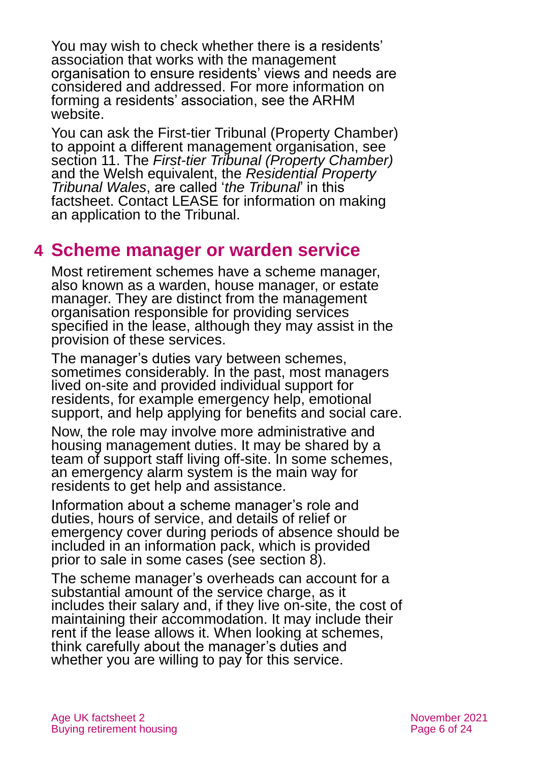You may wish to check whether there is a residents' association that works with the management organisation to ensure residents' views and needs are considered and addressed. For more information on forming a residents' association, see the ARHM website.

You can ask the First-tier Tribunal (Property Chamber) to appoint a different management organisation, see section 11. The *First-tier Tribunal (Property Chamber)* and the Welsh equivalent, the *Residential Property Tribunal Wales*, are called '*the Tribunal*' in this factsheet. Contact LEASE for information on making an application to the Tribunal.

## 4 Scheme manager or warden service

Most retirement schemes have a scheme manager, also known as a warden, house manager, or estate manager. They are distinct from the management organisation responsible for providing services specified in the lease, although they may assist in the provision of these services.

The manager's duties vary between schemes, sometimes considerably. In the past, most managers lived on-site and provided individual support for residents, for example emergency help, emotional support, and help applying for benefits and social care.

Now, the role may involve more administrative and housing management duties. It may be shared by a team of support staff living off-site. In some schemes, an emergency alarm system is the main way for residents to get help and assistance.

Information about a scheme manager's role and duties, hours of service, and details of relief or emergency cover during periods of absence should be included in an information pack, which is provided prior to sale in some cases (see section 8).

The scheme manager's overheads can account for a substantial amount of the service charge, as it includes their salary and, if they live on-site, the cost of maintaining their accommodation. It may include their rent if the lease allows it. When looking at schemes, think carefully about the manager's duties and whether you are willing to pay for this service.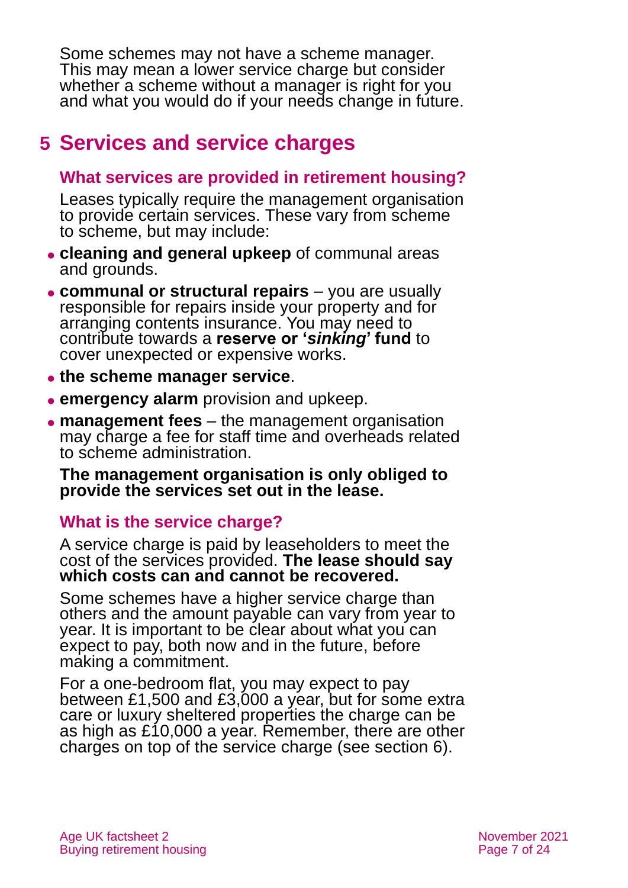Some schemes may not have a scheme manager. This may mean a lower service charge but consider whether a scheme without a manager is right for you and what you would do if your needs change in future.

## 5 Services and service charges

### What services are provided in retirement housing?

Leases typically require the management organisation to provide certain services. These vary from scheme to scheme, but may include:

- **cleaning and general upkeep** of communal areas and grounds.
- **communal or structural repairs** – you are usually responsible for repairs inside your property and for arranging contents insurance. You may need to contribute towards a **reserve or '*sinking*' fund** to cover unexpected or expensive works.
- **the scheme manager service**.
- **emergency alarm** provision and upkeep.
- **management fees** – the management organisation may charge a fee for staff time and overheads related to scheme administration.

**The management organisation is only obliged to provide the services set out in the lease.**

### What is the service charge?

A service charge is paid by leaseholders to meet the cost of the services provided. **The lease should say which costs can and cannot be recovered.**

Some schemes have a higher service charge than others and the amount payable can vary from year to year. It is important to be clear about what you can expect to pay, both now and in the future, before making a commitment.

For a one-bedroom flat, you may expect to pay between £1,500 and £3,000 a year, but for some extra care or luxury sheltered properties the charge can be as high as £10,000 a year. Remember, there are other charges on top of the service charge (see section 6).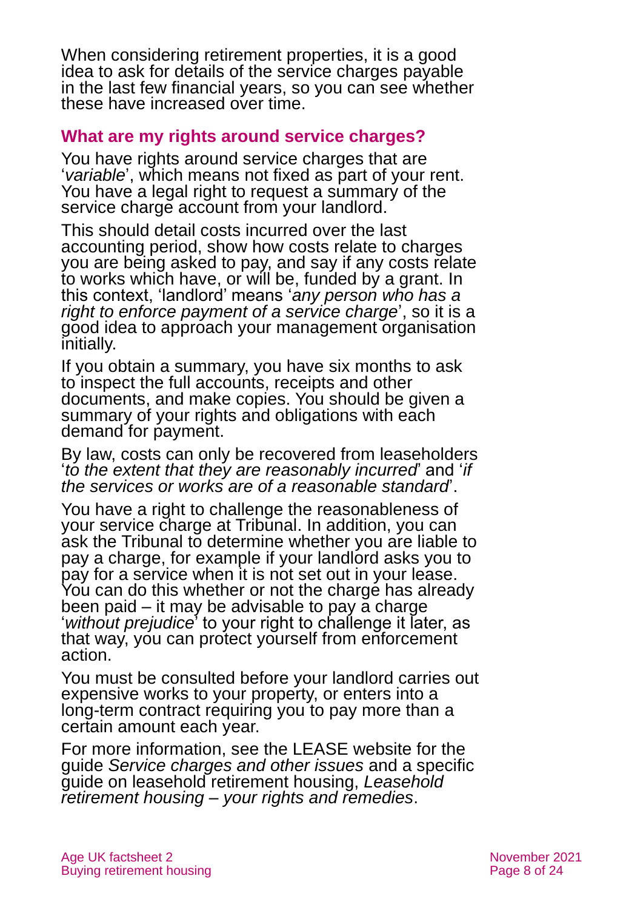When considering retirement properties, it is a good idea to ask for details of the service charges payable in the last few financial years, so you can see whether these have increased over time.

## What are my rights around service charges?

You have rights around service charges that are '*variable*', which means not fixed as part of your rent. You have a legal right to request a summary of the service charge account from your landlord.

This should detail costs incurred over the last accounting period, show how costs relate to charges you are being asked to pay, and say if any costs relate to works which have, or will be, funded by a grant. In this context, 'landlord' means '*any person who has a right to enforce payment of a service charge*', so it is a good idea to approach your management organisation initially.

If you obtain a summary, you have six months to ask to inspect the full accounts, receipts and other documents, and make copies. You should be given a summary of your rights and obligations with each demand for payment.

By law, costs can only be recovered from leaseholders '*to the extent that they are reasonably incurred*' and '*if the services or works are of a reasonable standard*'.

You have a right to challenge the reasonableness of your service charge at Tribunal. In addition, you can ask the Tribunal to determine whether you are liable to pay a charge, for example if your landlord asks you to pay for a service when it is not set out in your lease. You can do this whether or not the charge has already been paid – it may be advisable to pay a charge '*without prejudice*' to your right to challenge it later, as that way, you can protect yourself from enforcement action.

You must be consulted before your landlord carries out expensive works to your property, or enters into a long-term contract requiring you to pay more than a certain amount each year.

For more information, see the LEASE website for the guide *Service charges and other issues* and a specific guide on leasehold retirement housing, *Leasehold retirement housing – your rights and remedies*.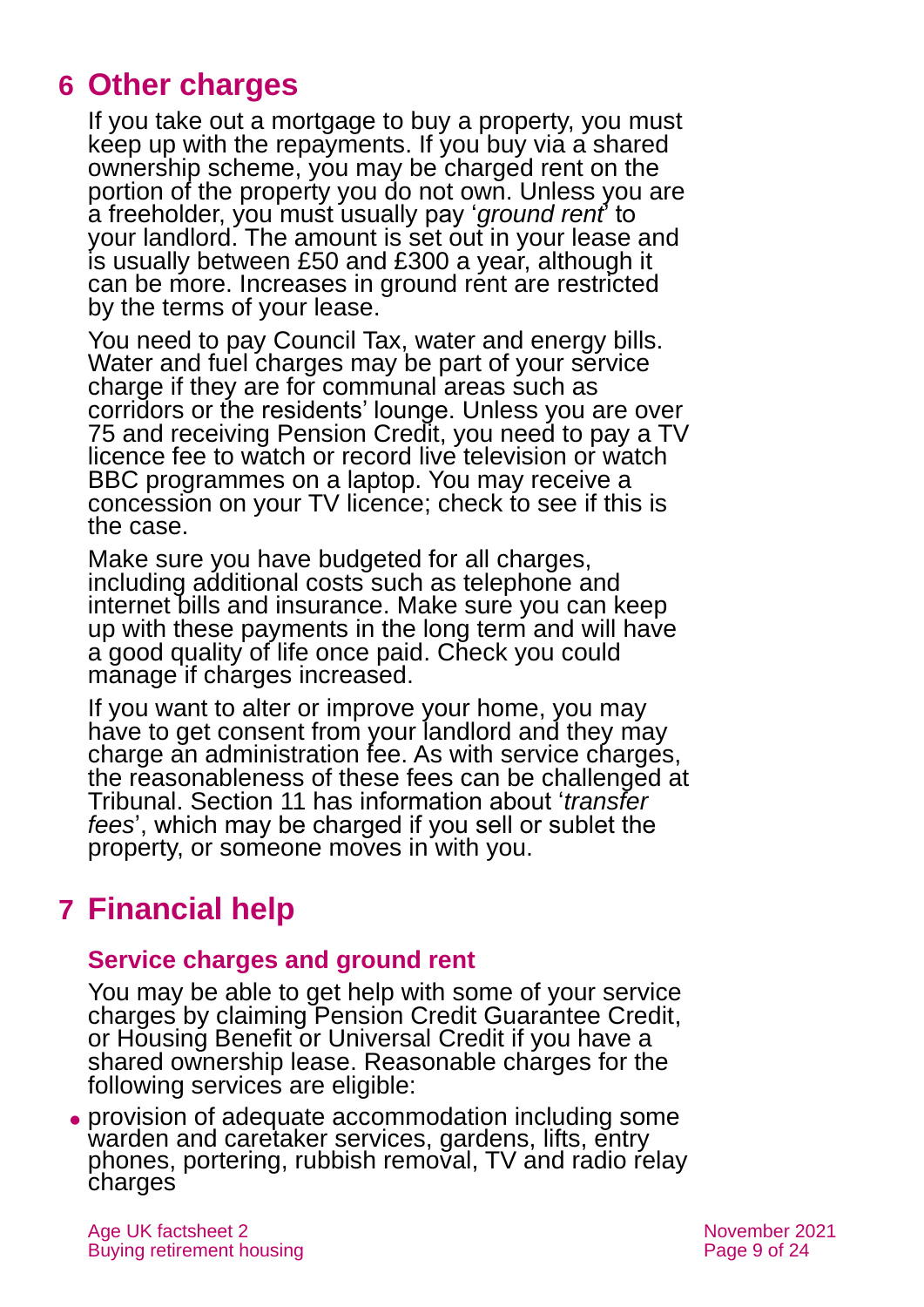## 6 Other charges

If you take out a mortgage to buy a property, you must keep up with the repayments. If you buy via a shared ownership scheme, you may be charged rent on the portion of the property you do not own. Unless you are a freeholder, you must usually pay '*ground rent*' to your landlord. The amount is set out in your lease and is usually between £50 and £300 a year, although it can be more. Increases in ground rent are restricted by the terms of your lease.

You need to pay Council Tax, water and energy bills. Water and fuel charges may be part of your service charge if they are for communal areas such as corridors or the residents' lounge. Unless you are over 75 and receiving Pension Credit, you need to pay a TV licence fee to watch or record live television or watch BBC programmes on a laptop. You may receive a concession on your TV licence; check to see if this is the case.

Make sure you have budgeted for all charges, including additional costs such as telephone and internet bills and insurance. Make sure you can keep up with these payments in the long term and will have a good quality of life once paid. Check you could manage if charges increased.

If you want to alter or improve your home, you may have to get consent from your landlord and they may charge an administration fee. As with service charges, the reasonableness of these fees can be challenged at Tribunal. Section 11 has information about '*transfer fees*', which may be charged if you sell or sublet the property, or someone moves in with you.

## 7 Financial help

### Service charges and ground rent

You may be able to get help with some of your service charges by claiming Pension Credit Guarantee Credit, or Housing Benefit or Universal Credit if you have a shared ownership lease. Reasonable charges for the following services are eligible:

- provision of adequate accommodation including some warden and caretaker services, gardens, lifts, entry phones, portering, rubbish removal, TV and radio relay charges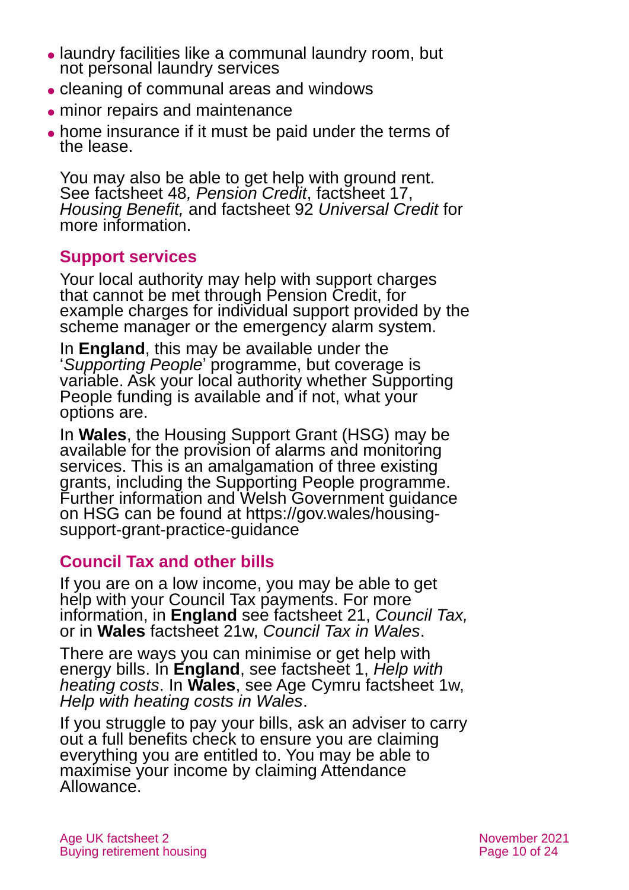- laundry facilities like a communal laundry room, but not personal laundry services
- cleaning of communal areas and windows
- minor repairs and maintenance
- home insurance if it must be paid under the terms of the lease.

You may also be able to get help with ground rent. See factsheet 48*, Pension Credit*, factsheet 17, *Housing Benefit,* and factsheet 92 *Universal Credit* for more information.

## Support services

Your local authority may help with support charges that cannot be met through Pension Credit, for example charges for individual support provided by the scheme manager or the emergency alarm system.

In **England**, this may be available under the '*Supporting People*' programme, but coverage is variable. Ask your local authority whether Supporting People funding is available and if not, what your options are.

In **Wales**, the Housing Support Grant (HSG) may be available for the provision of alarms and monitoring services. This is an amalgamation of three existing grants, including the Supporting People programme. Further information and Welsh Government guidance on HSG can be found at https://gov.wales/housing-support-grant-practice-guidance

## Council Tax and other bills

If you are on a low income, you may be able to get help with your Council Tax payments. For more information, in **England** see factsheet 21, *Council Tax,* or in **Wales** factsheet 21w, *Council Tax in Wales*.

There are ways you can minimise or get help with energy bills. In **England**, see factsheet 1, *Help with heating costs*. In **Wales**, see Age Cymru factsheet 1w, *Help with heating costs in Wales*.

If you struggle to pay your bills, ask an adviser to carry out a full benefits check to ensure you are claiming everything you are entitled to. You may be able to maximise your income by claiming Attendance Allowance.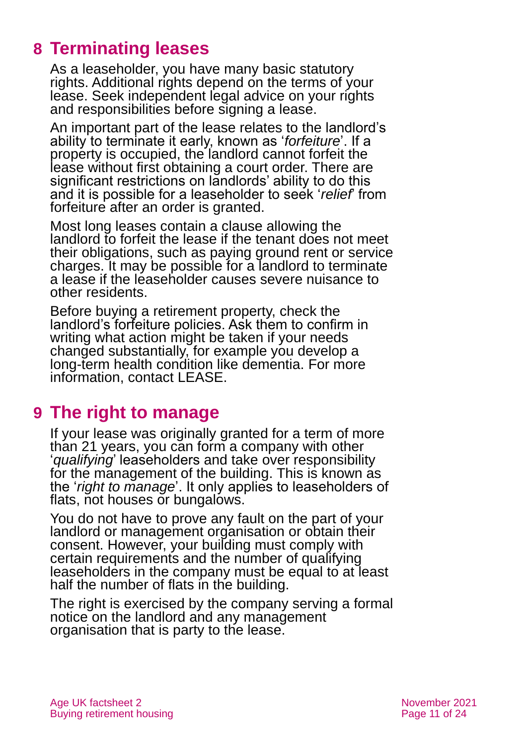## 8 Terminating leases

As a leaseholder, you have many basic statutory rights. Additional rights depend on the terms of your lease. Seek independent legal advice on your rights and responsibilities before signing a lease.

An important part of the lease relates to the landlord's ability to terminate it early, known as '*forfeiture*'. If a property is occupied, the landlord cannot forfeit the lease without first obtaining a court order. There are significant restrictions on landlords' ability to do this and it is possible for a leaseholder to seek '*relief*' from forfeiture after an order is granted.

Most long leases contain a clause allowing the landlord to forfeit the lease if the tenant does not meet their obligations, such as paying ground rent or service charges. It may be possible for a landlord to terminate a lease if the leaseholder causes severe nuisance to other residents.

Before buying a retirement property, check the landlord's forfeiture policies. Ask them to confirm in writing what action might be taken if your needs changed substantially, for example you develop a long-term health condition like dementia. For more information, contact LEASE.

## 9 The right to manage

If your lease was originally granted for a term of more than 21 years, you can form a company with other '*qualifying*' leaseholders and take over responsibility for the management of the building. This is known as the '*right to manage*'. It only applies to leaseholders of flats, not houses or bungalows.

You do not have to prove any fault on the part of your landlord or management organisation or obtain their consent. However, your building must comply with certain requirements and the number of qualifying leaseholders in the company must be equal to at least half the number of flats in the building.

The right is exercised by the company serving a formal notice on the landlord and any management organisation that is party to the lease.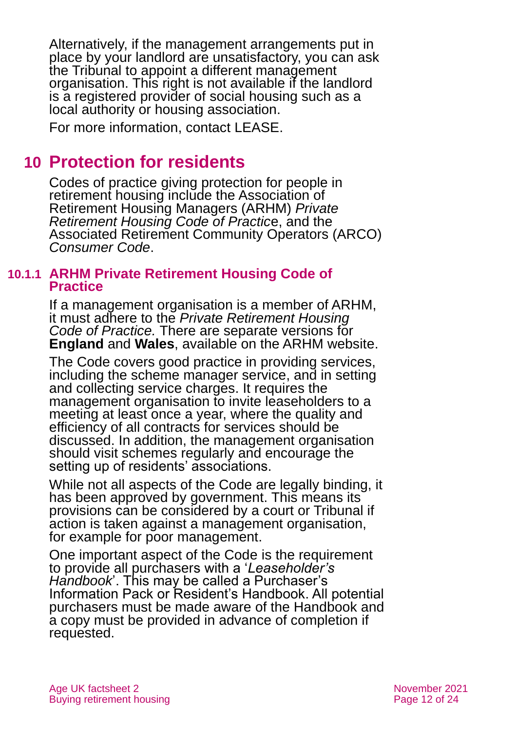Alternatively, if the management arrangements put in place by your landlord are unsatisfactory, you can ask the Tribunal to appoint a different management organisation. This right is not available if the landlord is a registered provider of social housing such as a local authority or housing association.

For more information, contact LEASE.

# 10 Protection for residents

Codes of practice giving protection for people in retirement housing include the Association of Retirement Housing Managers (ARHM) *Private Retirement Housing Code of Practice*, and the Associated Retirement Community Operators (ARCO) *Consumer Code*.

### 10.1.1 ARHM Private Retirement Housing Code of Practice

If a management organisation is a member of ARHM, it must adhere to the *Private Retirement Housing Code of Practice.* There are separate versions for **England** and **Wales**, available on the ARHM website.

The Code covers good practice in providing services, including the scheme manager service, and in setting and collecting service charges. It requires the management organisation to invite leaseholders to a meeting at least once a year, where the quality and efficiency of all contracts for services should be discussed. In addition, the management organisation should visit schemes regularly and encourage the setting up of residents' associations.

While not all aspects of the Code are legally binding, it has been approved by government. This means its provisions can be considered by a court or Tribunal if action is taken against a management organisation, for example for poor management.

One important aspect of the Code is the requirement to provide all purchasers with a '*Leaseholder's Handbook*'. This may be called a Purchaser's Information Pack or Resident's Handbook. All potential purchasers must be made aware of the Handbook and a copy must be provided in advance of completion if requested.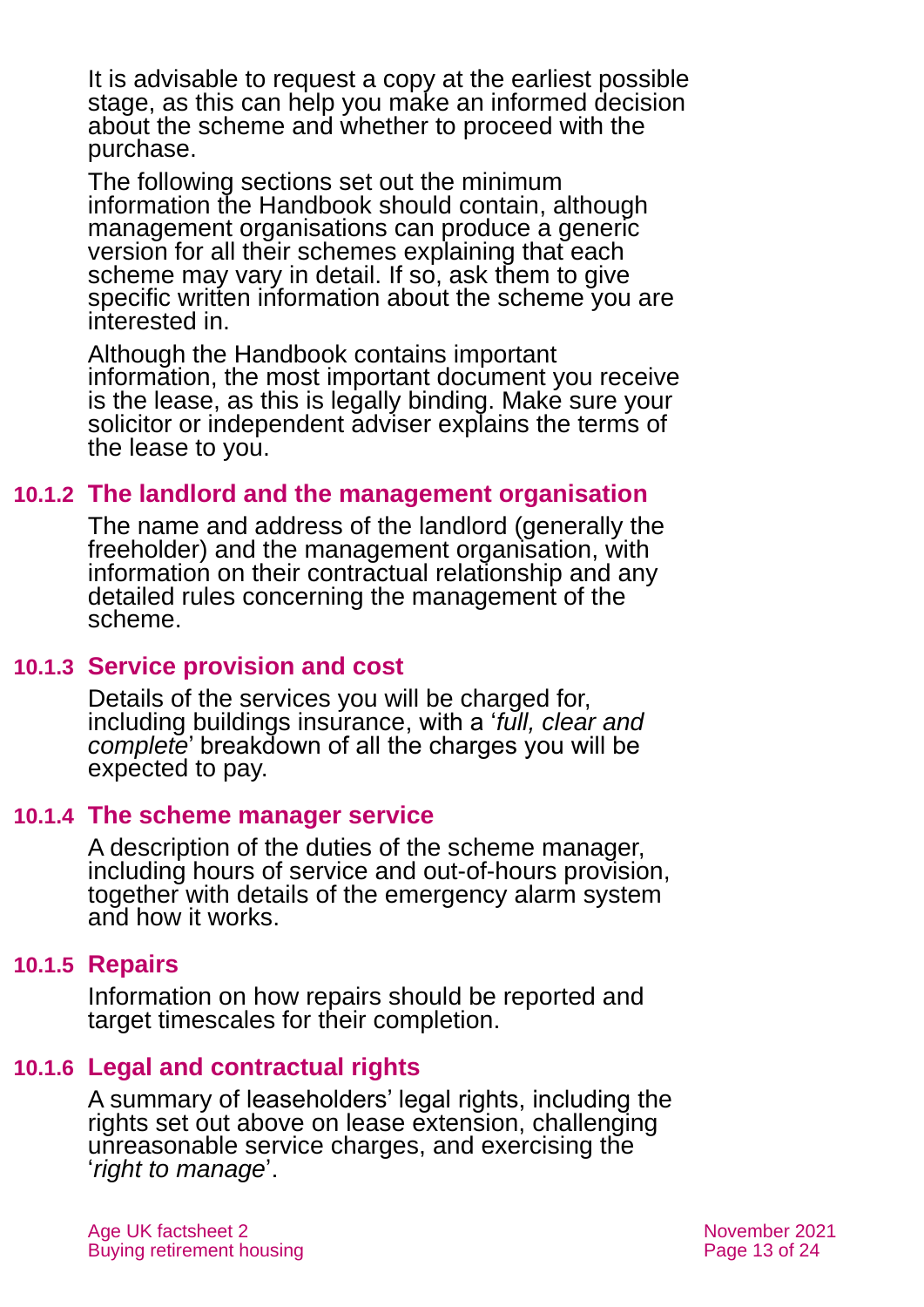It is advisable to request a copy at the earliest possible stage, as this can help you make an informed decision about the scheme and whether to proceed with the purchase.

The following sections set out the minimum information the Handbook should contain, although management organisations can produce a generic version for all their schemes explaining that each scheme may vary in detail. If so, ask them to give specific written information about the scheme you are interested in.

Although the Handbook contains important information, the most important document you receive is the lease, as this is legally binding. Make sure your solicitor or independent adviser explains the terms of the lease to you.

### 10.1.2 The landlord and the management organisation

The name and address of the landlord (generally the freeholder) and the management organisation, with information on their contractual relationship and any detailed rules concerning the management of the scheme.

### 10.1.3 Service provision and cost

Details of the services you will be charged for, including buildings insurance, with a '*full, clear and complete*' breakdown of all the charges you will be expected to pay.

### 10.1.4 The scheme manager service

A description of the duties of the scheme manager, including hours of service and out-of-hours provision, together with details of the emergency alarm system and how it works.

### 10.1.5 Repairs

Information on how repairs should be reported and target timescales for their completion.

### 10.1.6 Legal and contractual rights

A summary of leaseholders' legal rights, including the rights set out above on lease extension, challenging unreasonable service charges, and exercising the '*right to manage*'.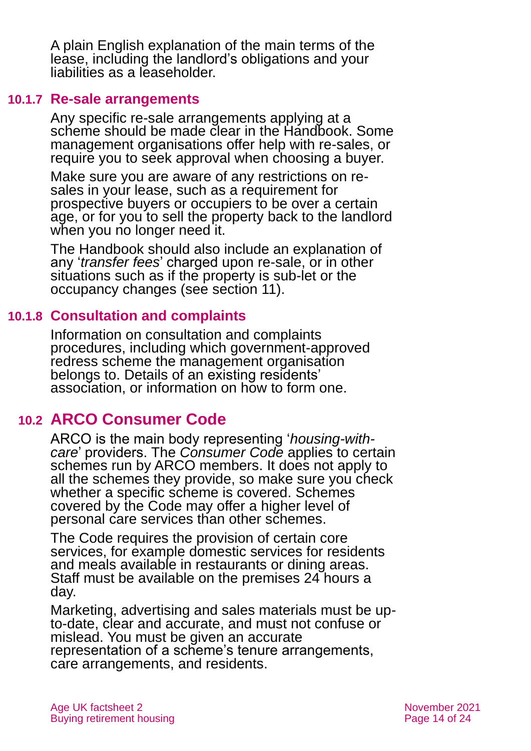A plain English explanation of the main terms of the lease, including the landlord's obligations and your liabilities as a leaseholder.

### 10.1.7 Re-sale arrangements

Any specific re-sale arrangements applying at a scheme should be made clear in the Handbook. Some management organisations offer help with re-sales, or require you to seek approval when choosing a buyer.

Make sure you are aware of any restrictions on re-sales in your lease, such as a requirement for prospective buyers or occupiers to be over a certain age, or for you to sell the property back to the landlord when you no longer need it.

The Handbook should also include an explanation of any '*transfer fees*' charged upon re-sale, or in other situations such as if the property is sub-let or the occupancy changes (see section 11).

### 10.1.8 Consultation and complaints

Information on consultation and complaints procedures, including which government-approved redress scheme the management organisation belongs to. Details of an existing residents' association, or information on how to form one.

## 10.2 ARCO Consumer Code

ARCO is the main body representing '*housing-with-care*' providers. The *Consumer Code* applies to certain schemes run by ARCO members. It does not apply to all the schemes they provide, so make sure you check whether a specific scheme is covered. Schemes covered by the Code may offer a higher level of personal care services than other schemes.

The Code requires the provision of certain core services, for example domestic services for residents and meals available in restaurants or dining areas. Staff must be available on the premises 24 hours a day.

Marketing, advertising and sales materials must be up-to-date, clear and accurate, and must not confuse or mislead. You must be given an accurate representation of a scheme's tenure arrangements, care arrangements, and residents.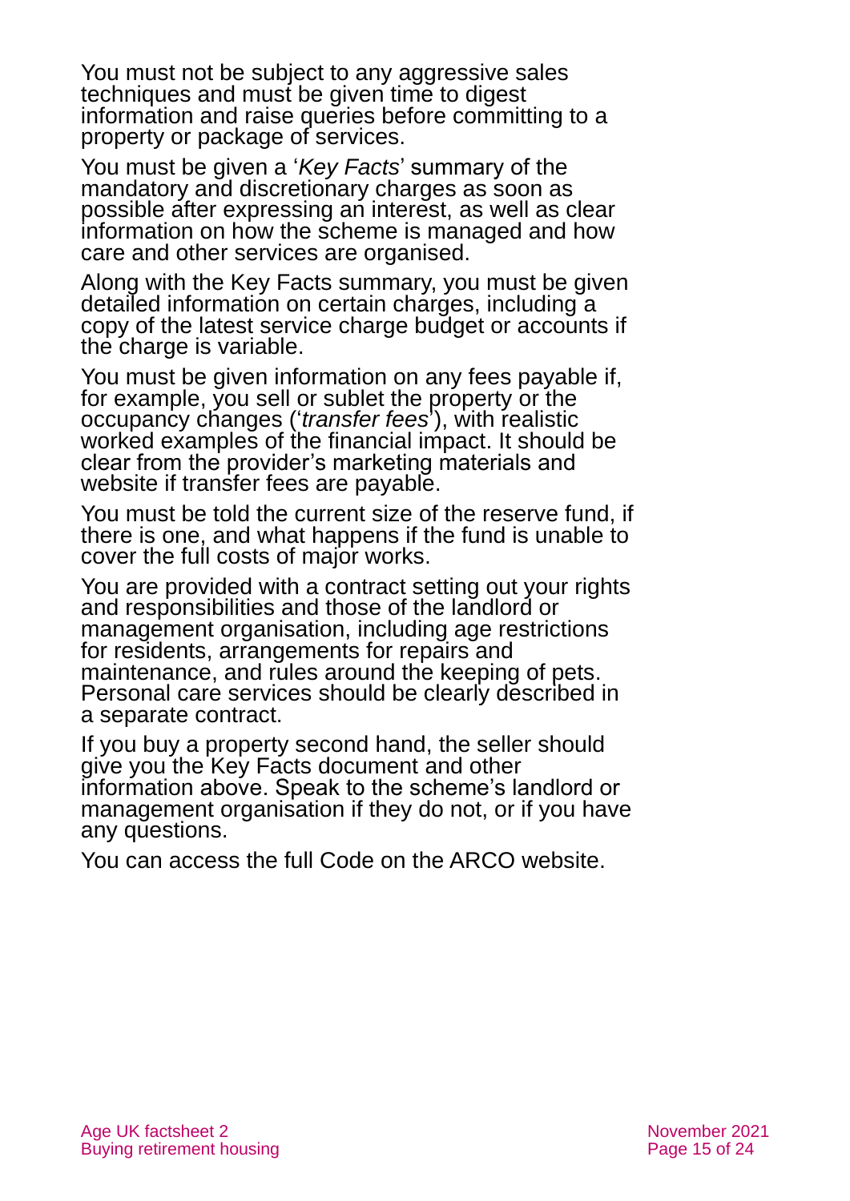You must not be subject to any aggressive sales techniques and must be given time to digest information and raise queries before committing to a property or package of services.

You must be given a '*Key Facts*' summary of the mandatory and discretionary charges as soon as possible after expressing an interest, as well as clear information on how the scheme is managed and how care and other services are organised.

Along with the Key Facts summary, you must be given detailed information on certain charges, including a copy of the latest service charge budget or accounts if the charge is variable.

You must be given information on any fees payable if, for example, you sell or sublet the property or the occupancy changes ('*transfer fees*'), with realistic worked examples of the financial impact. It should be clear from the provider's marketing materials and website if transfer fees are payable.

You must be told the current size of the reserve fund, if there is one, and what happens if the fund is unable to cover the full costs of major works.

You are provided with a contract setting out your rights and responsibilities and those of the landlord or management organisation, including age restrictions for residents, arrangements for repairs and maintenance, and rules around the keeping of pets. Personal care services should be clearly described in a separate contract.

If you buy a property second hand, the seller should give you the Key Facts document and other information above. Speak to the scheme's landlord or management organisation if they do not, or if you have any questions.

You can access the full Code on the ARCO website.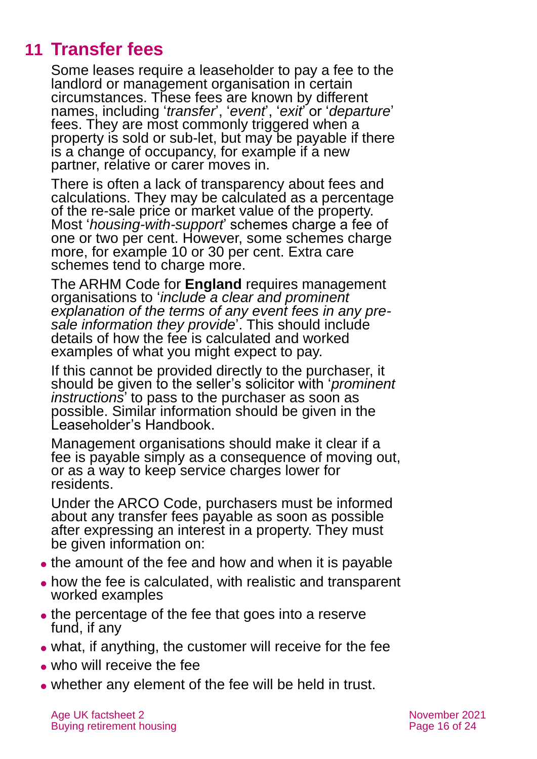# 11 Transfer fees

Some leases require a leaseholder to pay a fee to the landlord or management organisation in certain circumstances. These fees are known by different names, including '*transfer*', '*event*', '*exit*' or '*departure*' fees. They are most commonly triggered when a property is sold or sub-let, but may be payable if there is a change of occupancy, for example if a new partner, relative or carer moves in.

There is often a lack of transparency about fees and calculations. They may be calculated as a percentage of the re-sale price or market value of the property. Most '*housing-with-support*' schemes charge a fee of one or two per cent. However, some schemes charge more, for example 10 or 30 per cent. Extra care schemes tend to charge more.

The ARHM Code for **England** requires management organisations to '*include a clear and prominent explanation of the terms of any event fees in any pre-sale information they provide*'. This should include details of how the fee is calculated and worked examples of what you might expect to pay.

If this cannot be provided directly to the purchaser, it should be given to the seller's solicitor with '*prominent instructions*' to pass to the purchaser as soon as possible. Similar information should be given in the Leaseholder's Handbook.

Management organisations should make it clear if a fee is payable simply as a consequence of moving out, or as a way to keep service charges lower for residents.

Under the ARCO Code, purchasers must be informed about any transfer fees payable as soon as possible after expressing an interest in a property. They must be given information on:

- the amount of the fee and how and when it is payable
- how the fee is calculated, with realistic and transparent worked examples
- the percentage of the fee that goes into a reserve fund, if any
- what, if anything, the customer will receive for the fee
- who will receive the fee
- whether any element of the fee will be held in trust.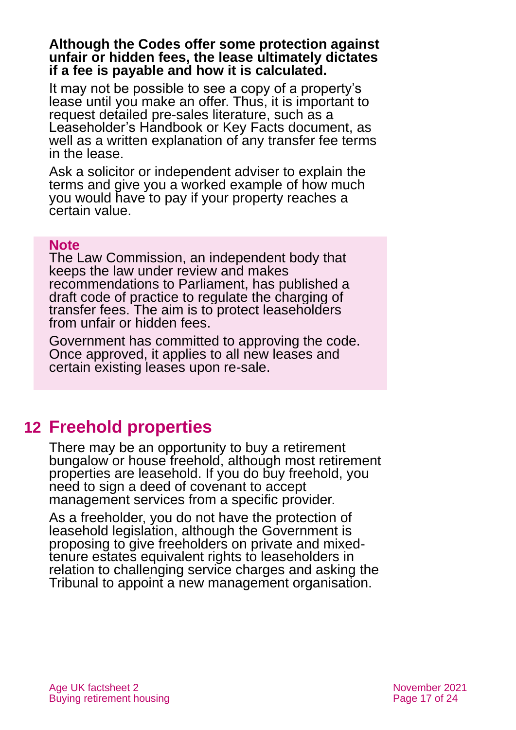**Although the Codes offer some protection against unfair or hidden fees, the lease ultimately dictates if a fee is payable and how it is calculated.**

It may not be possible to see a copy of a property's lease until you make an offer. Thus, it is important to request detailed pre-sales literature, such as a Leaseholder's Handbook or Key Facts document, as well as a written explanation of any transfer fee terms in the lease.

Ask a solicitor or independent adviser to explain the terms and give you a worked example of how much you would have to pay if your property reaches a certain value.

> **Note**
>
> The Law Commission, an independent body that keeps the law under review and makes recommendations to Parliament, has published a draft code of practice to regulate the charging of transfer fees. The aim is to protect leaseholders from unfair or hidden fees.
>
> Government has committed to approving the code. Once approved, it applies to all new leases and certain existing leases upon re-sale.

## 12 Freehold properties

There may be an opportunity to buy a retirement bungalow or house freehold, although most retirement properties are leasehold. If you do buy freehold, you need to sign a deed of covenant to accept management services from a specific provider.

As a freeholder, you do not have the protection of leasehold legislation, although the Government is proposing to give freeholders on private and mixed-tenure estates equivalent rights to leaseholders in relation to challenging service charges and asking the Tribunal to appoint a new management organisation.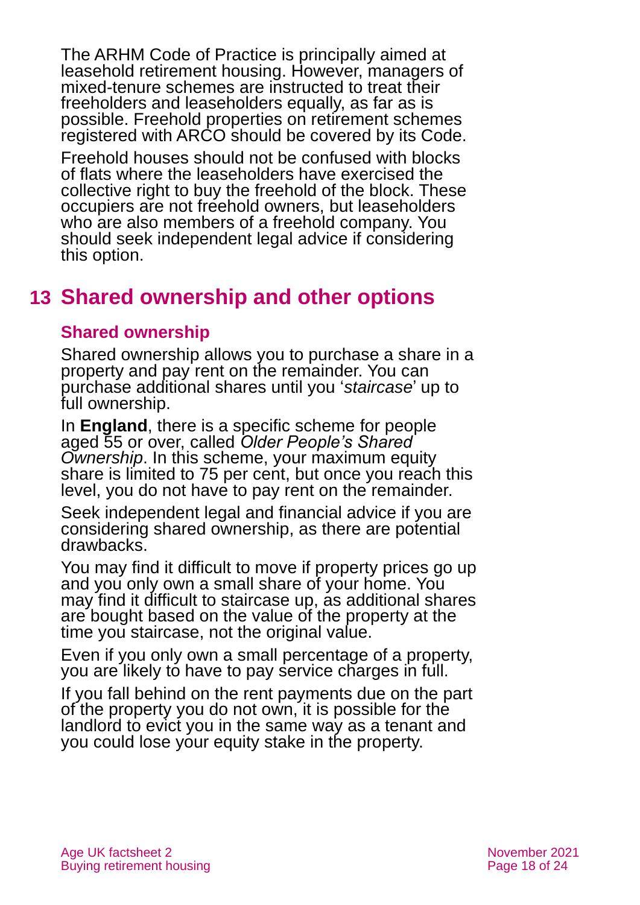The ARHM Code of Practice is principally aimed at leasehold retirement housing. However, managers of mixed-tenure schemes are instructed to treat their freeholders and leaseholders equally, as far as is possible. Freehold properties on retirement schemes registered with ARCO should be covered by its Code.

Freehold houses should not be confused with blocks of flats where the leaseholders have exercised the collective right to buy the freehold of the block. These occupiers are not freehold owners, but leaseholders who are also members of a freehold company. You should seek independent legal advice if considering this option.

## 13 Shared ownership and other options

### Shared ownership

Shared ownership allows you to purchase a share in a property and pay rent on the remainder. You can purchase additional shares until you '*staircase*' up to full ownership.

In **England**, there is a specific scheme for people aged 55 or over, called *Older People's Shared Ownership*. In this scheme, your maximum equity share is limited to 75 per cent, but once you reach this level, you do not have to pay rent on the remainder.

Seek independent legal and financial advice if you are considering shared ownership, as there are potential drawbacks.

You may find it difficult to move if property prices go up and you only own a small share of your home. You may find it difficult to staircase up, as additional shares are bought based on the value of the property at the time you staircase, not the original value.

Even if you only own a small percentage of a property, you are likely to have to pay service charges in full.

If you fall behind on the rent payments due on the part of the property you do not own, it is possible for the landlord to evict you in the same way as a tenant and you could lose your equity stake in the property.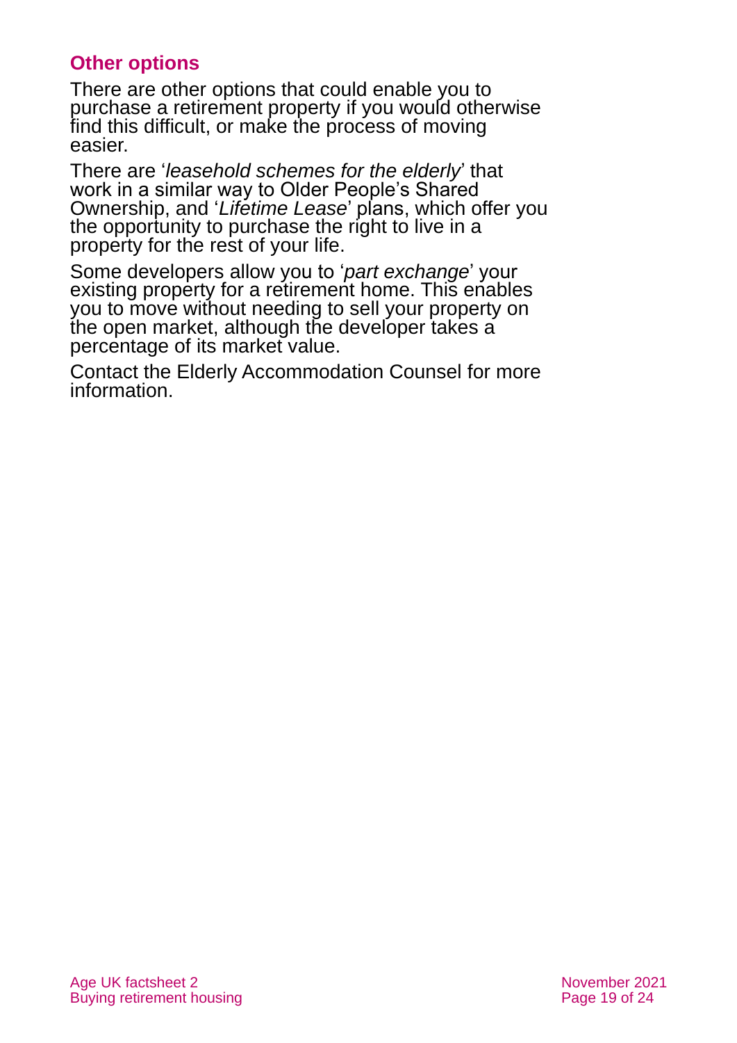## Other options

There are other options that could enable you to purchase a retirement property if you would otherwise find this difficult, or make the process of moving easier.

There are '*leasehold schemes for the elderly*' that work in a similar way to Older People's Shared Ownership, and '*Lifetime Lease*' plans, which offer you the opportunity to purchase the right to live in a property for the rest of your life.

Some developers allow you to '*part exchange*' your existing property for a retirement home. This enables you to move without needing to sell your property on the open market, although the developer takes a percentage of its market value.

Contact the Elderly Accommodation Counsel for more information.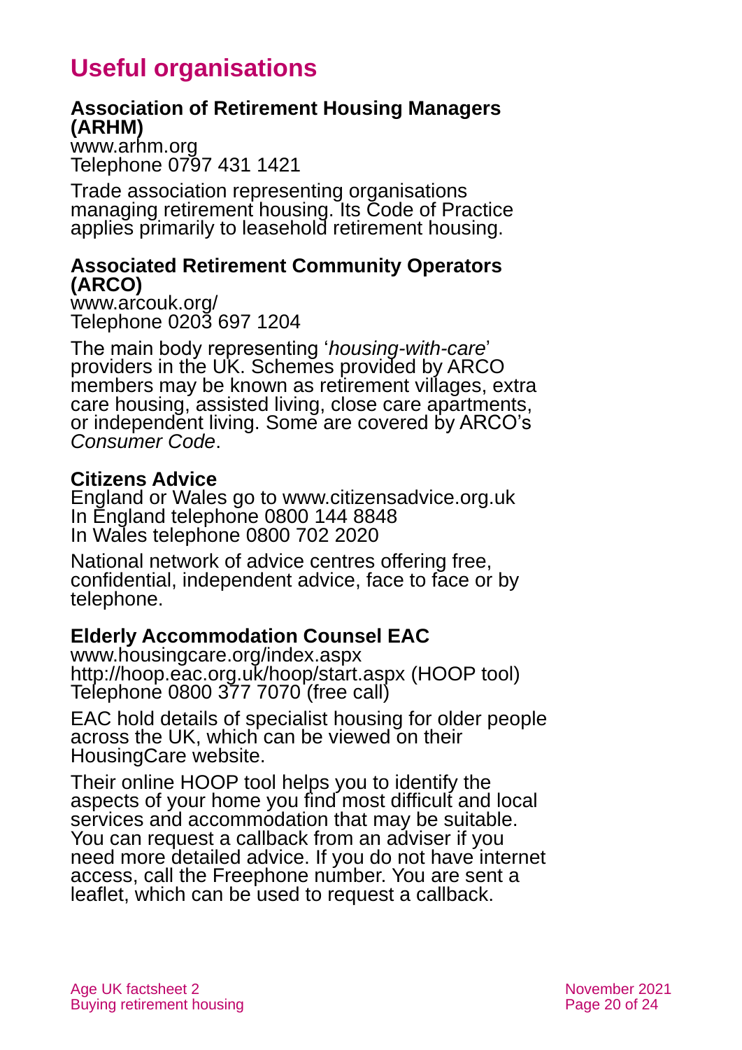# Useful organisations

**Association of Retirement Housing Managers (ARHM)**
www.arhm.org
Telephone 0797 431 1421

Trade association representing organisations managing retirement housing. Its Code of Practice applies primarily to leasehold retirement housing.

**Associated Retirement Community Operators (ARCO)**
www.arcouk.org/
Telephone 0203 697 1204

The main body representing '*housing-with-care*' providers in the UK. Schemes provided by ARCO members may be known as retirement villages, extra care housing, assisted living, close care apartments, or independent living. Some are covered by ARCO's *Consumer Code*.

**Citizens Advice**
England or Wales go to www.citizensadvice.org.uk
In England telephone 0800 144 8848
In Wales telephone 0800 702 2020

National network of advice centres offering free, confidential, independent advice, face to face or by telephone.

**Elderly Accommodation Counsel EAC**
www.housingcare.org/index.aspx
http://hoop.eac.org.uk/hoop/start.aspx (HOOP tool)
Telephone 0800 377 7070 (free call)

EAC hold details of specialist housing for older people across the UK, which can be viewed on their HousingCare website.

Their online HOOP tool helps you to identify the aspects of your home you find most difficult and local services and accommodation that may be suitable. You can request a callback from an adviser if you need more detailed advice. If you do not have internet access, call the Freephone number. You are sent a leaflet, which can be used to request a callback.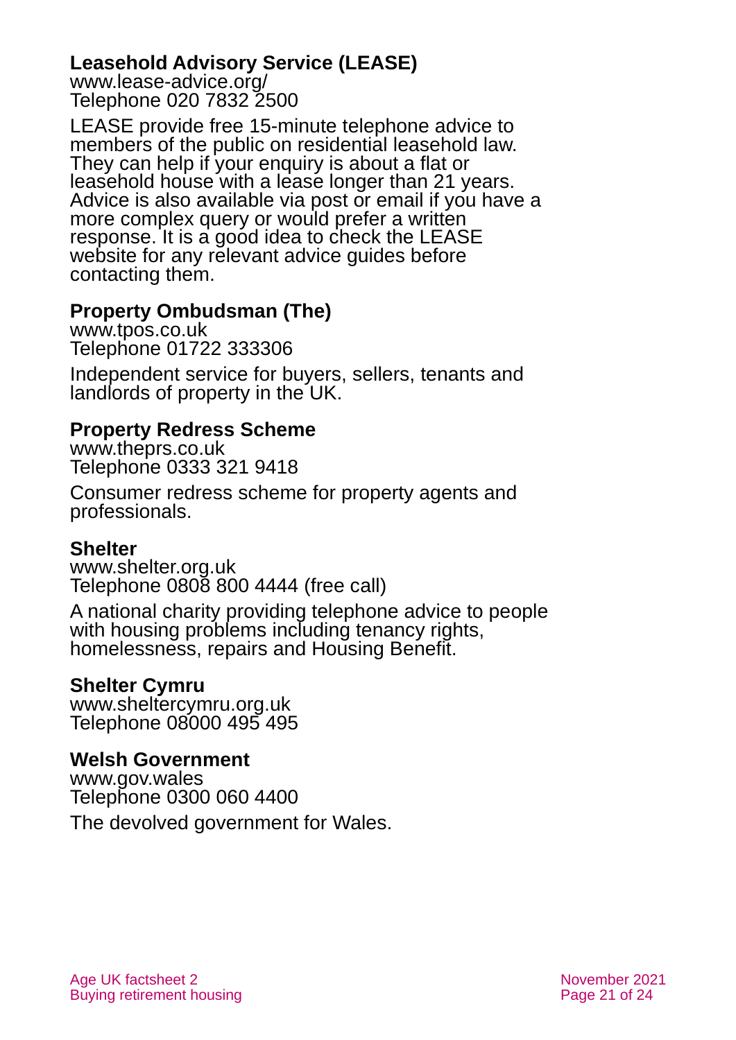**Leasehold Advisory Service (LEASE)**
www.lease-advice.org/
Telephone 020 7832 2500

LEASE provide free 15-minute telephone advice to members of the public on residential leasehold law. They can help if your enquiry is about a flat or leasehold house with a lease longer than 21 years. Advice is also available via post or email if you have a more complex query or would prefer a written response. It is a good idea to check the LEASE website for any relevant advice guides before contacting them.

**Property Ombudsman (The)**
www.tpos.co.uk
Telephone 01722 333306

Independent service for buyers, sellers, tenants and landlords of property in the UK.

**Property Redress Scheme**
www.theprs.co.uk
Telephone 0333 321 9418

Consumer redress scheme for property agents and professionals.

**Shelter**
www.shelter.org.uk
Telephone 0808 800 4444 (free call)

A national charity providing telephone advice to people with housing problems including tenancy rights, homelessness, repairs and Housing Benefit.

**Shelter Cymru**
www.sheltercymru.org.uk
Telephone 08000 495 495

**Welsh Government**
www.gov.wales
Telephone 0300 060 4400

The devolved government for Wales.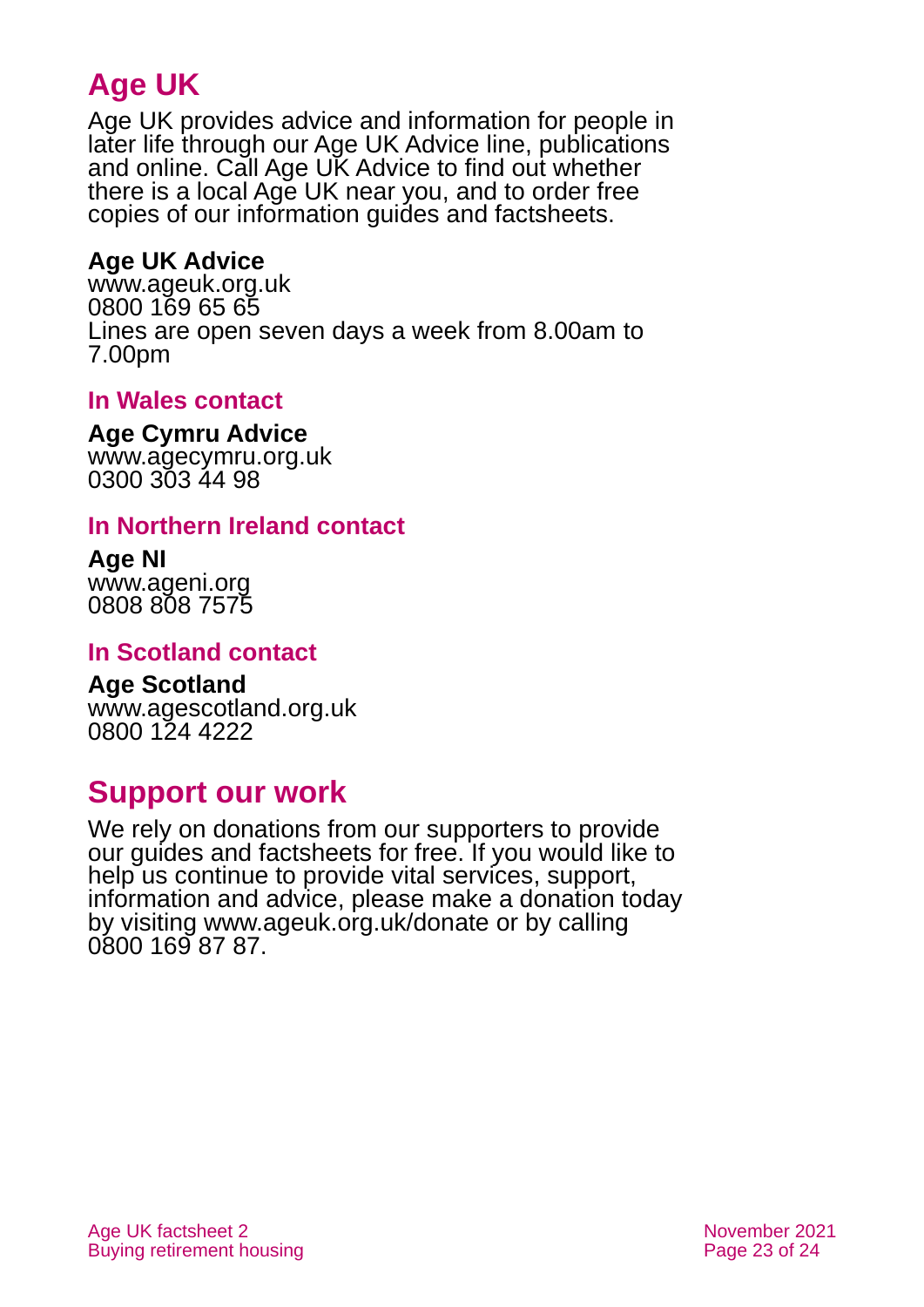## Age UK

Age UK provides advice and information for people in later life through our Age UK Advice line, publications and online. Call Age UK Advice to find out whether there is a local Age UK near you, and to order free copies of our information guides and factsheets.

**Age UK Advice**
www.ageuk.org.uk
0800 169 65 65
Lines are open seven days a week from 8.00am to 7.00pm

### In Wales contact

**Age Cymru Advice**
www.agecymru.org.uk
0300 303 44 98

### In Northern Ireland contact

**Age NI**
www.ageni.org
0808 808 7575

### In Scotland contact

**Age Scotland**
www.agescotland.org.uk
0800 124 4222

## Support our work

We rely on donations from our supporters to provide our guides and factsheets for free. If you would like to help us continue to provide vital services, support, information and advice, please make a donation today by visiting www.ageuk.org.uk/donate or by calling 0800 169 87 87.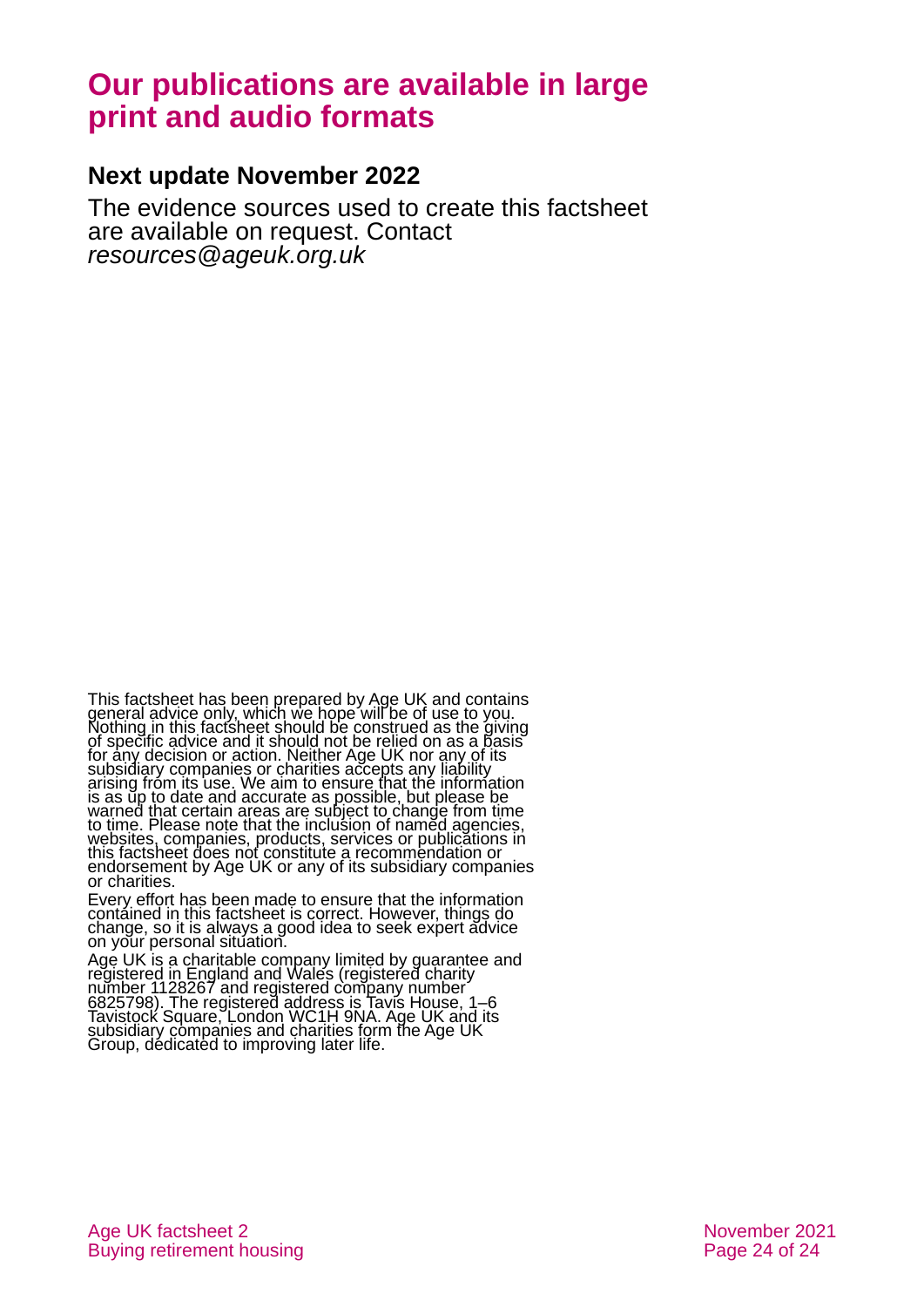# Our publications are available in large print and audio formats

## Next update November 2022

The evidence sources used to create this factsheet are available on request. Contact *resources@ageuk.org.uk*

This factsheet has been prepared by Age UK and contains general advice only, which we hope will be of use to you. Nothing in this factsheet should be construed as the giving of specific advice and it should not be relied on as a basis for any decision or action. Neither Age UK nor any of its subsidiary companies or charities accepts any liability arising from its use. We aim to ensure that the information is as up to date and accurate as possible, but please be warned that certain areas are subject to change from time to time. Please note that the inclusion of named agencies, websites, companies, products, services or publications in this factsheet does not constitute a recommendation or endorsement by Age UK or any of its subsidiary companies or charities.

Every effort has been made to ensure that the information contained in this factsheet is correct. However, things do change, so it is always a good idea to seek expert advice on your personal situation.

Age UK is a charitable company limited by guarantee and registered in England and Wales (registered charity number 1128267 and registered company number 6825798). The registered address is Tavis House, 1–6 Tavistock Square, London WC1H 9NA. Age UK and its subsidiary companies and charities form the Age UK Group, dedicated to improving later life.